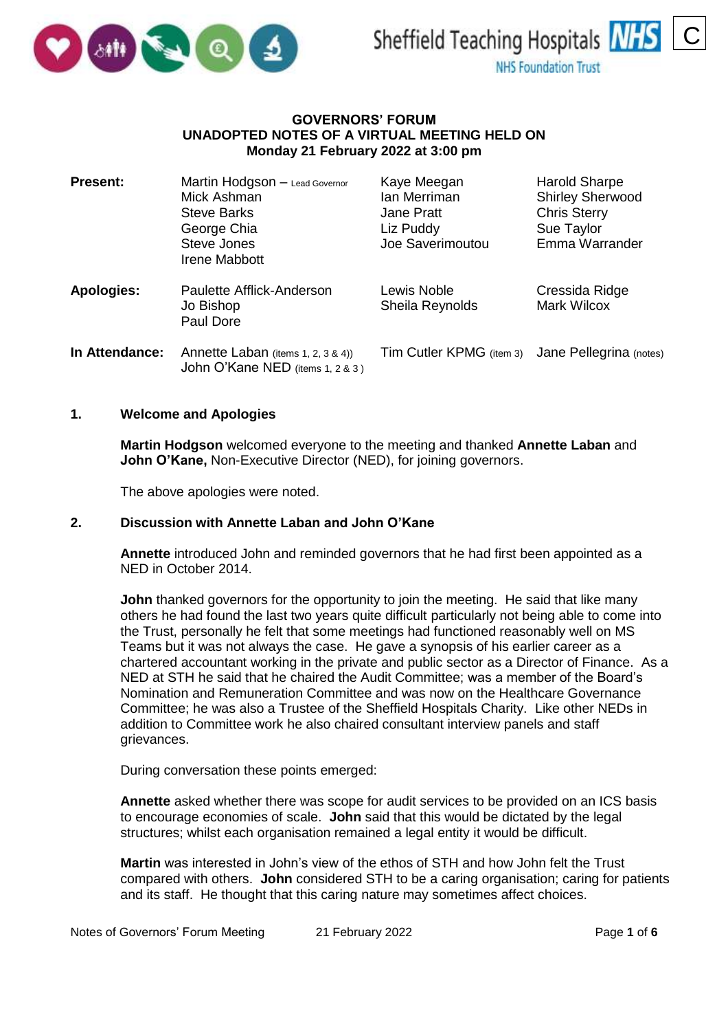C

Sheffield Teaching Hospitals NHS Foundation Trust

# GOVERNORS' FORUM
## UNADOPTED NOTES OF A VIRTUAL MEETING HELD ON Monday 21 February 2022 at 3:00 pm

| | | | |
|---|---|---|---|
| **Present:** | Martin Hodgson – Lead Governor<br>Mick Ashman<br>Steve Barks<br>George Chia<br>Steve Jones<br>Irene Mabbott | Kaye Meegan<br>Ian Merriman<br>Jane Pratt<br>Liz Puddy<br>Joe Saverimoutou | Harold Sharpe<br>Shirley Sherwood<br>Chris Sterry<br>Sue Taylor<br>Emma Warrander |
| **Apologies:** | Paulette Afflick-Anderson<br>Jo Bishop<br>Paul Dore | Lewis Noble<br>Sheila Reynolds | Cressida Ridge<br>Mark Wilcox |
| **In Attendance:** | Annette Laban (items 1, 2, 3 & 4))<br>John O'Kane NED (items 1, 2 & 3 ) | Tim Cutler KPMG (item 3) | Jane Pellegrina (notes) |

### 1. Welcome and Apologies

**Martin Hodgson** welcomed everyone to the meeting and thanked **Annette Laban** and **John O'Kane,** Non-Executive Director (NED), for joining governors.

The above apologies were noted.

### 2. Discussion with Annette Laban and John O'Kane

**Annette** introduced John and reminded governors that he had first been appointed as a NED in October 2014.

**John** thanked governors for the opportunity to join the meeting. He said that like many others he had found the last two years quite difficult particularly not being able to come into the Trust, personally he felt that some meetings had functioned reasonably well on MS Teams but it was not always the case. He gave a synopsis of his earlier career as a chartered accountant working in the private and public sector as a Director of Finance. As a NED at STH he said that he chaired the Audit Committee; was a member of the Board's Nomination and Remuneration Committee and was now on the Healthcare Governance Committee; he was also a Trustee of the Sheffield Hospitals Charity. Like other NEDs in addition to Committee work he also chaired consultant interview panels and staff grievances.

During conversation these points emerged:

**Annette** asked whether there was scope for audit services to be provided on an ICS basis to encourage economies of scale. **John** said that this would be dictated by the legal structures; whilst each organisation remained a legal entity it would be difficult.

**Martin** was interested in John's view of the ethos of STH and how John felt the Trust compared with others. **John** considered STH to be a caring organisation; caring for patients and its staff. He thought that this caring nature may sometimes affect choices.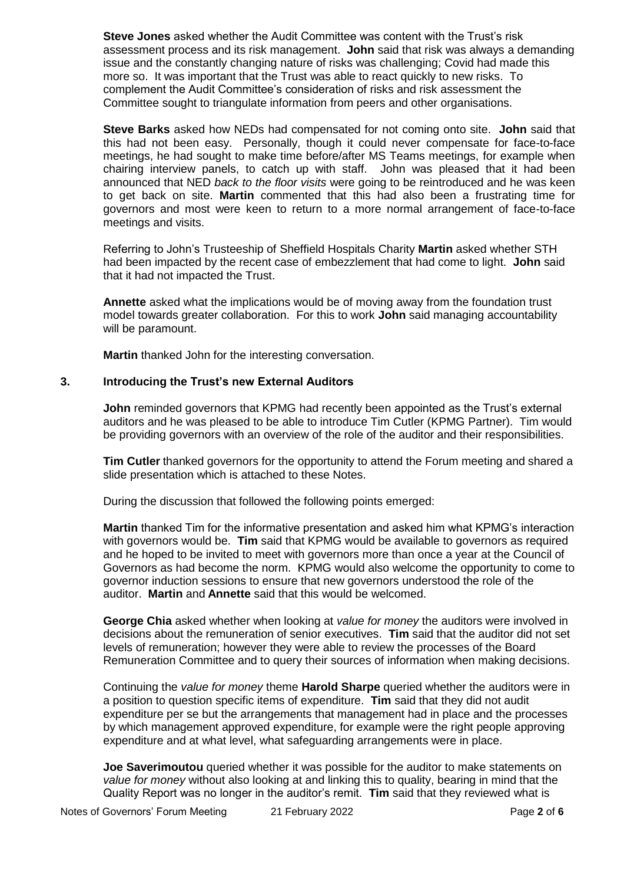**Steve Jones** asked whether the Audit Committee was content with the Trust's risk assessment process and its risk management. **John** said that risk was always a demanding issue and the constantly changing nature of risks was challenging; Covid had made this more so. It was important that the Trust was able to react quickly to new risks. To complement the Audit Committee's consideration of risks and risk assessment the Committee sought to triangulate information from peers and other organisations.

**Steve Barks** asked how NEDs had compensated for not coming onto site. **John** said that this had not been easy. Personally, though it could never compensate for face-to-face meetings, he had sought to make time before/after MS Teams meetings, for example when chairing interview panels, to catch up with staff. John was pleased that it had been announced that NED *back to the floor visits* were going to be reintroduced and he was keen to get back on site. **Martin** commented that this had also been a frustrating time for governors and most were keen to return to a more normal arrangement of face-to-face meetings and visits.

Referring to John's Trusteeship of Sheffield Hospitals Charity **Martin** asked whether STH had been impacted by the recent case of embezzlement that had come to light. **John** said that it had not impacted the Trust.

**Annette** asked what the implications would be of moving away from the foundation trust model towards greater collaboration. For this to work **John** said managing accountability will be paramount.

**Martin** thanked John for the interesting conversation.

## 3. Introducing the Trust's new External Auditors

**John** reminded governors that KPMG had recently been appointed as the Trust's external auditors and he was pleased to be able to introduce Tim Cutler (KPMG Partner). Tim would be providing governors with an overview of the role of the auditor and their responsibilities.

**Tim Cutler** thanked governors for the opportunity to attend the Forum meeting and shared a slide presentation which is attached to these Notes.

During the discussion that followed the following points emerged:

**Martin** thanked Tim for the informative presentation and asked him what KPMG's interaction with governors would be. **Tim** said that KPMG would be available to governors as required and he hoped to be invited to meet with governors more than once a year at the Council of Governors as had become the norm. KPMG would also welcome the opportunity to come to governor induction sessions to ensure that new governors understood the role of the auditor. **Martin** and **Annette** said that this would be welcomed.

**George Chia** asked whether when looking at *value for money* the auditors were involved in decisions about the remuneration of senior executives. **Tim** said that the auditor did not set levels of remuneration; however they were able to review the processes of the Board Remuneration Committee and to query their sources of information when making decisions.

Continuing the *value for money* theme **Harold Sharpe** queried whether the auditors were in a position to question specific items of expenditure. **Tim** said that they did not audit expenditure per se but the arrangements that management had in place and the processes by which management approved expenditure, for example were the right people approving expenditure and at what level, what safeguarding arrangements were in place.

**Joe Saverimoutou** queried whether it was possible for the auditor to make statements on *value for money* without also looking at and linking this to quality, bearing in mind that the Quality Report was no longer in the auditor's remit. **Tim** said that they reviewed what is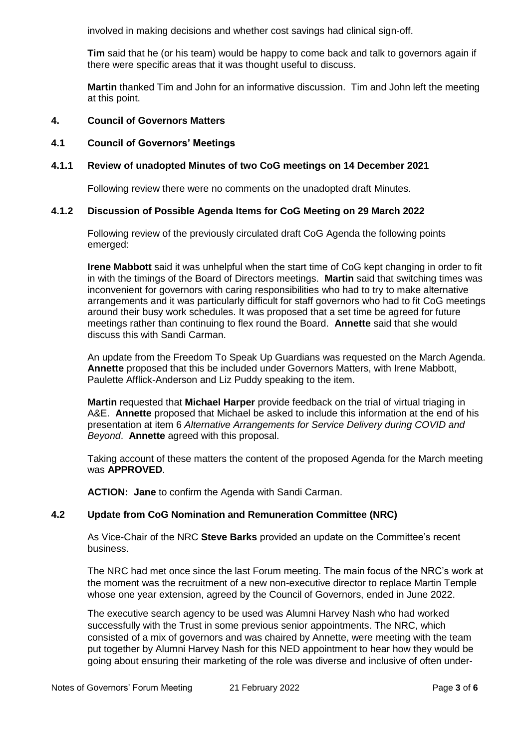involved in making decisions and whether cost savings had clinical sign-off.

**Tim** said that he (or his team) would be happy to come back and talk to governors again if there were specific areas that it was thought useful to discuss.

**Martin** thanked Tim and John for an informative discussion. Tim and John left the meeting at this point.

## 4. Council of Governors Matters

### 4.1 Council of Governors' Meetings

#### 4.1.1 Review of unadopted Minutes of two CoG meetings on 14 December 2021

Following review there were no comments on the unadopted draft Minutes.

#### 4.1.2 Discussion of Possible Agenda Items for CoG Meeting on 29 March 2022

Following review of the previously circulated draft CoG Agenda the following points emerged:

**Irene Mabbott** said it was unhelpful when the start time of CoG kept changing in order to fit in with the timings of the Board of Directors meetings. **Martin** said that switching times was inconvenient for governors with caring responsibilities who had to try to make alternative arrangements and it was particularly difficult for staff governors who had to fit CoG meetings around their busy work schedules. It was proposed that a set time be agreed for future meetings rather than continuing to flex round the Board. **Annette** said that she would discuss this with Sandi Carman.

An update from the Freedom To Speak Up Guardians was requested on the March Agenda. **Annette** proposed that this be included under Governors Matters, with Irene Mabbott, Paulette Afflick-Anderson and Liz Puddy speaking to the item.

**Martin** requested that **Michael Harper** provide feedback on the trial of virtual triaging in A&E. **Annette** proposed that Michael be asked to include this information at the end of his presentation at item 6 *Alternative Arrangements for Service Delivery during COVID and Beyond*. **Annette** agreed with this proposal.

Taking account of these matters the content of the proposed Agenda for the March meeting was **APPROVED**.

**ACTION: Jane** to confirm the Agenda with Sandi Carman.

### 4.2 Update from CoG Nomination and Remuneration Committee (NRC)

As Vice-Chair of the NRC **Steve Barks** provided an update on the Committee's recent business.

The NRC had met once since the last Forum meeting. The main focus of the NRC's work at the moment was the recruitment of a new non-executive director to replace Martin Temple whose one year extension, agreed by the Council of Governors, ended in June 2022.

The executive search agency to be used was Alumni Harvey Nash who had worked successfully with the Trust in some previous senior appointments. The NRC, which consisted of a mix of governors and was chaired by Annette, were meeting with the team put together by Alumni Harvey Nash for this NED appointment to hear how they would be going about ensuring their marketing of the role was diverse and inclusive of often under-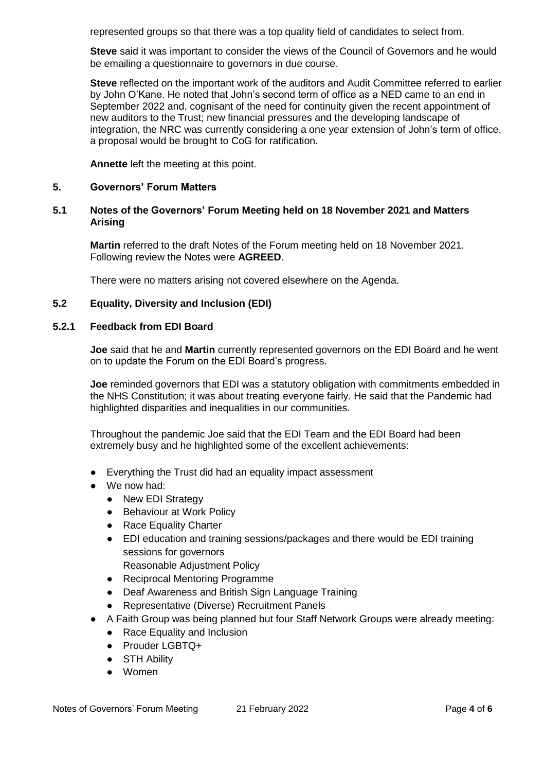represented groups so that there was a top quality field of candidates to select from.

**Steve** said it was important to consider the views of the Council of Governors and he would be emailing a questionnaire to governors in due course.

**Steve** reflected on the important work of the auditors and Audit Committee referred to earlier by John O'Kane. He noted that John's second term of office as a NED came to an end in September 2022 and, cognisant of the need for continuity given the recent appointment of new auditors to the Trust; new financial pressures and the developing landscape of integration, the NRC was currently considering a one year extension of John's term of office, a proposal would be brought to CoG for ratification.

**Annette** left the meeting at this point.

## 5. Governors' Forum Matters

### 5.1 Notes of the Governors' Forum Meeting held on 18 November 2021 and Matters Arising

**Martin** referred to the draft Notes of the Forum meeting held on 18 November 2021. Following review the Notes were **AGREED**.

There were no matters arising not covered elsewhere on the Agenda.

### 5.2 Equality, Diversity and Inclusion (EDI)

#### 5.2.1 Feedback from EDI Board

**Joe** said that he and **Martin** currently represented governors on the EDI Board and he went on to update the Forum on the EDI Board's progress.

**Joe** reminded governors that EDI was a statutory obligation with commitments embedded in the NHS Constitution; it was about treating everyone fairly. He said that the Pandemic had highlighted disparities and inequalities in our communities.

Throughout the pandemic Joe said that the EDI Team and the EDI Board had been extremely busy and he highlighted some of the excellent achievements:

- Everything the Trust did had an equality impact assessment
- We now had:
  - New EDI Strategy
  - Behaviour at Work Policy
  - Race Equality Charter
  - EDI education and training sessions/packages and there would be EDI training sessions for governors
    Reasonable Adjustment Policy
  - Reciprocal Mentoring Programme
  - Deaf Awareness and British Sign Language Training
  - Representative (Diverse) Recruitment Panels
- A Faith Group was being planned but four Staff Network Groups were already meeting:
  - Race Equality and Inclusion
  - Prouder LGBTQ+
  - STH Ability
  - Women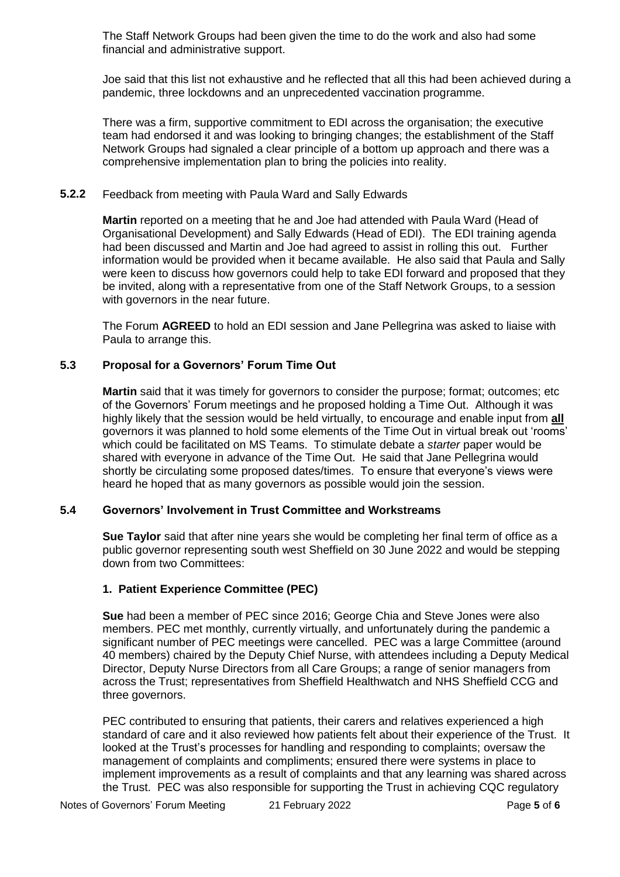The Staff Network Groups had been given the time to do the work and also had some financial and administrative support.

Joe said that this list not exhaustive and he reflected that all this had been achieved during a pandemic, three lockdowns and an unprecedented vaccination programme.

There was a firm, supportive commitment to EDI across the organisation; the executive team had endorsed it and was looking to bringing changes; the establishment of the Staff Network Groups had signaled a clear principle of a bottom up approach and there was a comprehensive implementation plan to bring the policies into reality.

**5.2.2** Feedback from meeting with Paula Ward and Sally Edwards

**Martin** reported on a meeting that he and Joe had attended with Paula Ward (Head of Organisational Development) and Sally Edwards (Head of EDI). The EDI training agenda had been discussed and Martin and Joe had agreed to assist in rolling this out. Further information would be provided when it became available. He also said that Paula and Sally were keen to discuss how governors could help to take EDI forward and proposed that they be invited, along with a representative from one of the Staff Network Groups, to a session with governors in the near future.

The Forum **AGREED** to hold an EDI session and Jane Pellegrina was asked to liaise with Paula to arrange this.

### 5.3 Proposal for a Governors' Forum Time Out

**Martin** said that it was timely for governors to consider the purpose; format; outcomes; etc of the Governors' Forum meetings and he proposed holding a Time Out. Although it was highly likely that the session would be held virtually, to encourage and enable input from **all** governors it was planned to hold some elements of the Time Out in virtual break out 'rooms' which could be facilitated on MS Teams. To stimulate debate a *starter* paper would be shared with everyone in advance of the Time Out. He said that Jane Pellegrina would shortly be circulating some proposed dates/times. To ensure that everyone's views were heard he hoped that as many governors as possible would join the session.

### 5.4 Governors' Involvement in Trust Committee and Workstreams

**Sue Taylor** said that after nine years she would be completing her final term of office as a public governor representing south west Sheffield on 30 June 2022 and would be stepping down from two Committees:

**1. Patient Experience Committee (PEC)**

**Sue** had been a member of PEC since 2016; George Chia and Steve Jones were also members. PEC met monthly, currently virtually, and unfortunately during the pandemic a significant number of PEC meetings were cancelled. PEC was a large Committee (around 40 members) chaired by the Deputy Chief Nurse, with attendees including a Deputy Medical Director, Deputy Nurse Directors from all Care Groups; a range of senior managers from across the Trust; representatives from Sheffield Healthwatch and NHS Sheffield CCG and three governors.

PEC contributed to ensuring that patients, their carers and relatives experienced a high standard of care and it also reviewed how patients felt about their experience of the Trust. It looked at the Trust's processes for handling and responding to complaints; oversaw the management of complaints and compliments; ensured there were systems in place to implement improvements as a result of complaints and that any learning was shared across the Trust. PEC was also responsible for supporting the Trust in achieving CQC regulatory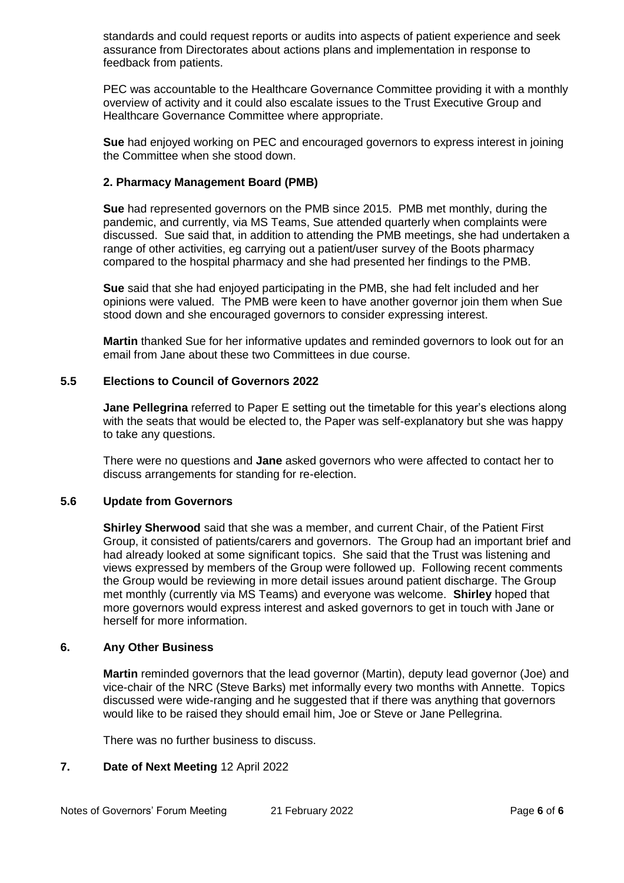standards and could request reports or audits into aspects of patient experience and seek assurance from Directorates about actions plans and implementation in response to feedback from patients.

PEC was accountable to the Healthcare Governance Committee providing it with a monthly overview of activity and it could also escalate issues to the Trust Executive Group and Healthcare Governance Committee where appropriate.

**Sue** had enjoyed working on PEC and encouraged governors to express interest in joining the Committee when she stood down.

### 2. Pharmacy Management Board (PMB)

**Sue** had represented governors on the PMB since 2015. PMB met monthly, during the pandemic, and currently, via MS Teams, Sue attended quarterly when complaints were discussed. Sue said that, in addition to attending the PMB meetings, she had undertaken a range of other activities, eg carrying out a patient/user survey of the Boots pharmacy compared to the hospital pharmacy and she had presented her findings to the PMB.

**Sue** said that she had enjoyed participating in the PMB, she had felt included and her opinions were valued. The PMB were keen to have another governor join them when Sue stood down and she encouraged governors to consider expressing interest.

**Martin** thanked Sue for her informative updates and reminded governors to look out for an email from Jane about these two Committees in due course.

## 5.5 Elections to Council of Governors 2022

**Jane Pellegrina** referred to Paper E setting out the timetable for this year's elections along with the seats that would be elected to, the Paper was self-explanatory but she was happy to take any questions.

There were no questions and **Jane** asked governors who were affected to contact her to discuss arrangements for standing for re-election.

## 5.6 Update from Governors

**Shirley Sherwood** said that she was a member, and current Chair, of the Patient First Group, it consisted of patients/carers and governors. The Group had an important brief and had already looked at some significant topics. She said that the Trust was listening and views expressed by members of the Group were followed up. Following recent comments the Group would be reviewing in more detail issues around patient discharge. The Group met monthly (currently via MS Teams) and everyone was welcome. **Shirley** hoped that more governors would express interest and asked governors to get in touch with Jane or herself for more information.

## 6. Any Other Business

**Martin** reminded governors that the lead governor (Martin), deputy lead governor (Joe) and vice-chair of the NRC (Steve Barks) met informally every two months with Annette. Topics discussed were wide-ranging and he suggested that if there was anything that governors would like to be raised they should email him, Joe or Steve or Jane Pellegrina.

There was no further business to discuss.

## 7. Date of Next Meeting 12 April 2022